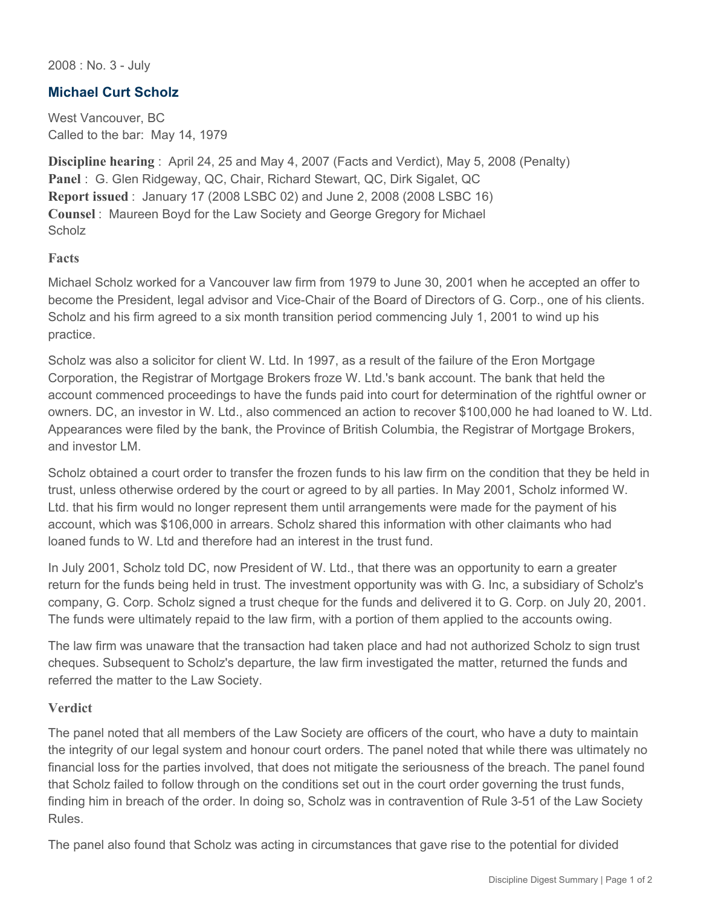2008 : No. 3 - July

## Michael Curt Scholz

West Vancouver, BC
Called to the bar: May 14, 1979

**Discipline hearing** : April 24, 25 and May 4, 2007 (Facts and Verdict), May 5, 2008 (Penalty)
**Panel** : G. Glen Ridgeway, QC, Chair, Richard Stewart, QC, Dirk Sigalet, QC
**Report issued** : January 17 (2008 LSBC 02) and June 2, 2008 (2008 LSBC 16)
**Counsel** : Maureen Boyd for the Law Society and George Gregory for Michael Scholz

### Facts

Michael Scholz worked for a Vancouver law firm from 1979 to June 30, 2001 when he accepted an offer to become the President, legal advisor and Vice-Chair of the Board of Directors of G. Corp., one of his clients. Scholz and his firm agreed to a six month transition period commencing July 1, 2001 to wind up his practice.

Scholz was also a solicitor for client W. Ltd. In 1997, as a result of the failure of the Eron Mortgage Corporation, the Registrar of Mortgage Brokers froze W. Ltd.'s bank account. The bank that held the account commenced proceedings to have the funds paid into court for determination of the rightful owner or owners. DC, an investor in W. Ltd., also commenced an action to recover $100,000 he had loaned to W. Ltd. Appearances were filed by the bank, the Province of British Columbia, the Registrar of Mortgage Brokers, and investor LM.

Scholz obtained a court order to transfer the frozen funds to his law firm on the condition that they be held in trust, unless otherwise ordered by the court or agreed to by all parties. In May 2001, Scholz informed W. Ltd. that his firm would no longer represent them until arrangements were made for the payment of his account, which was $106,000 in arrears. Scholz shared this information with other claimants who had loaned funds to W. Ltd and therefore had an interest in the trust fund.

In July 2001, Scholz told DC, now President of W. Ltd., that there was an opportunity to earn a greater return for the funds being held in trust. The investment opportunity was with G. Inc, a subsidiary of Scholz's company, G. Corp. Scholz signed a trust cheque for the funds and delivered it to G. Corp. on July 20, 2001. The funds were ultimately repaid to the law firm, with a portion of them applied to the accounts owing.

The law firm was unaware that the transaction had taken place and had not authorized Scholz to sign trust cheques. Subsequent to Scholz's departure, the law firm investigated the matter, returned the funds and referred the matter to the Law Society.

### Verdict

The panel noted that all members of the Law Society are officers of the court, who have a duty to maintain the integrity of our legal system and honour court orders. The panel noted that while there was ultimately no financial loss for the parties involved, that does not mitigate the seriousness of the breach. The panel found that Scholz failed to follow through on the conditions set out in the court order governing the trust funds, finding him in breach of the order. In doing so, Scholz was in contravention of Rule 3-51 of the Law Society Rules.

The panel also found that Scholz was acting in circumstances that gave rise to the potential for divided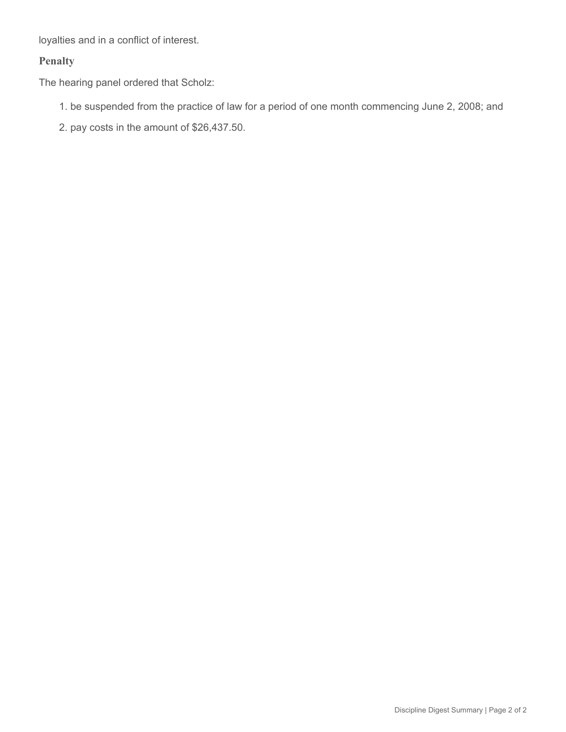loyalties and in a conflict of interest.

## Penalty

The hearing panel ordered that Scholz:

1. be suspended from the practice of law for a period of one month commencing June 2, 2008; and
2. pay costs in the amount of $26,437.50.